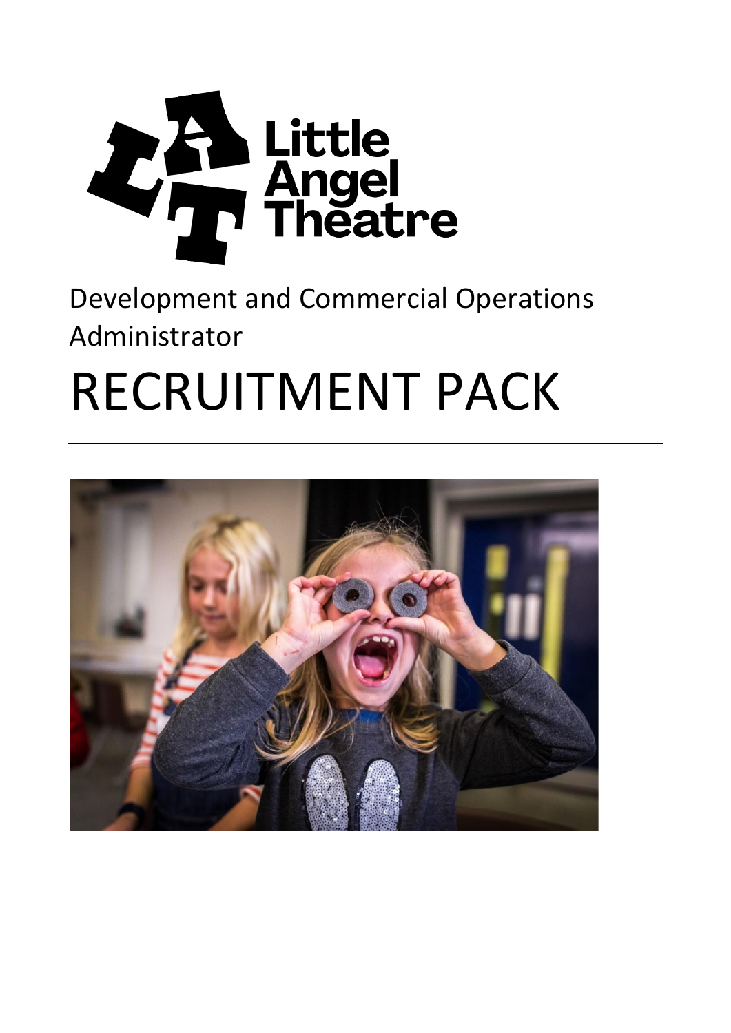Little Angel Theatre

Development and Commercial Operations Administrator

# RECRUITMENT PACK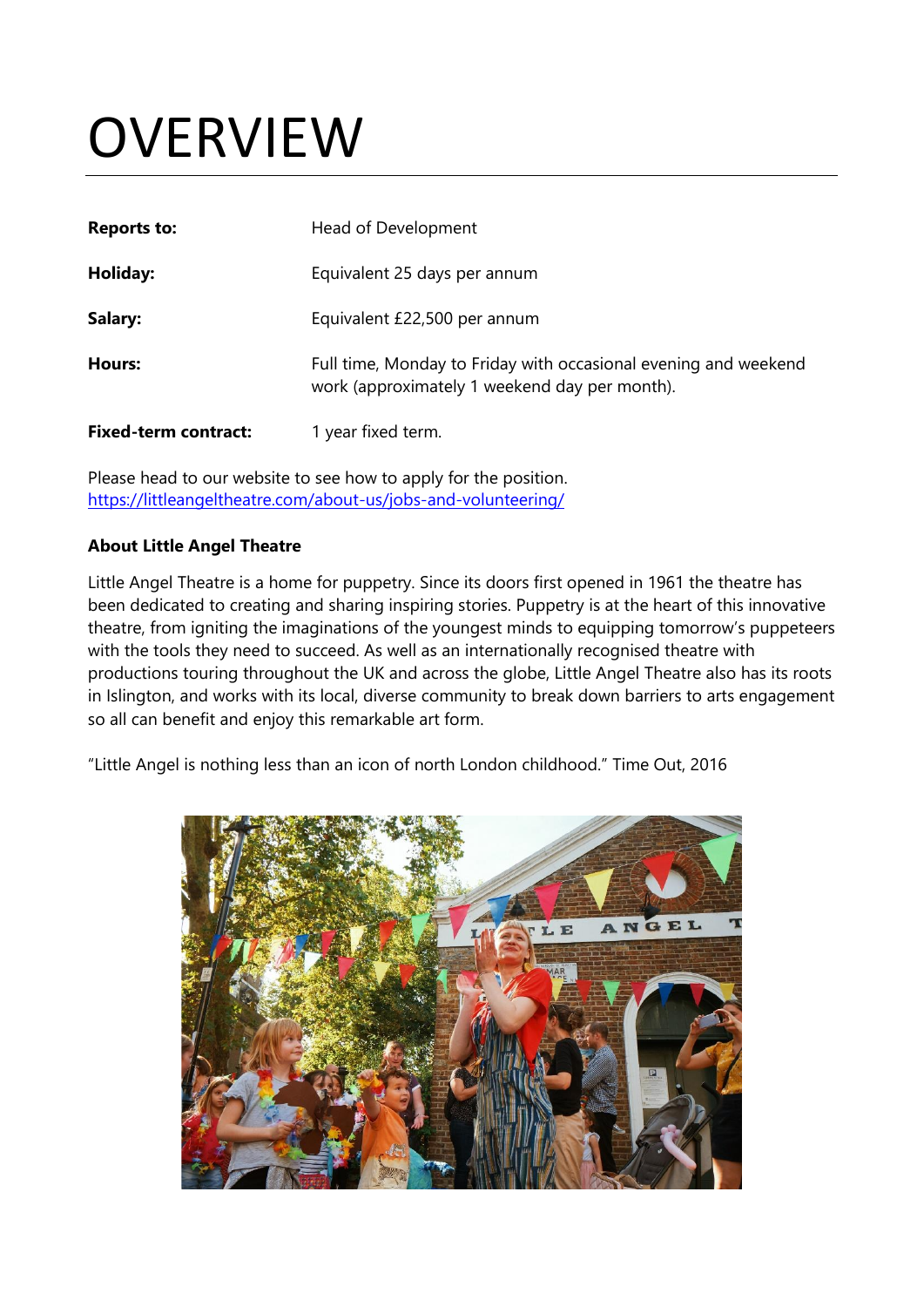# OVERVIEW

| | |
|---|---|
| **Reports to:** | Head of Development |
| **Holiday:** | Equivalent 25 days per annum |
| **Salary:** | Equivalent £22,500 per annum |
| **Hours:** | Full time, Monday to Friday with occasional evening and weekend work (approximately 1 weekend day per month). |
| **Fixed-term contract:** | 1 year fixed term. |

Please head to our website to see how to apply for the position.
https://littleangeltheatre.com/about-us/jobs-and-volunteering/

**About Little Angel Theatre**

Little Angel Theatre is a home for puppetry. Since its doors first opened in 1961 the theatre has been dedicated to creating and sharing inspiring stories. Puppetry is at the heart of this innovative theatre, from igniting the imaginations of the youngest minds to equipping tomorrow's puppeteers with the tools they need to succeed. As well as an internationally recognised theatre with productions touring throughout the UK and across the globe, Little Angel Theatre also has its roots in Islington, and works with its local, diverse community to break down barriers to arts engagement so all can benefit and enjoy this remarkable art form.

"Little Angel is nothing less than an icon of north London childhood." Time Out, 2016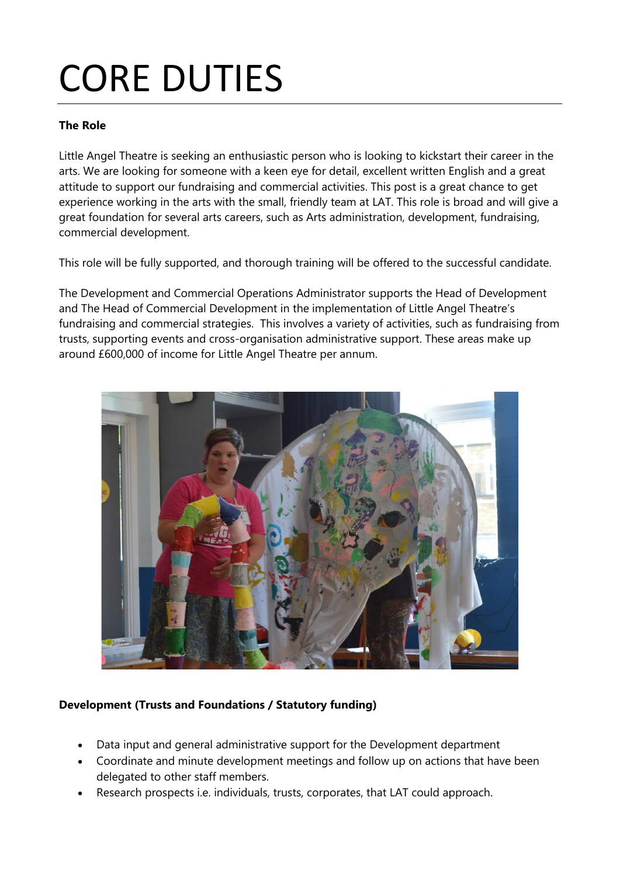# CORE DUTIES

**The Role**

Little Angel Theatre is seeking an enthusiastic person who is looking to kickstart their career in the arts. We are looking for someone with a keen eye for detail, excellent written English and a great attitude to support our fundraising and commercial activities. This post is a great chance to get experience working in the arts with the small, friendly team at LAT. This role is broad and will give a great foundation for several arts careers, such as Arts administration, development, fundraising, commercial development.

This role will be fully supported, and thorough training will be offered to the successful candidate.

The Development and Commercial Operations Administrator supports the Head of Development and The Head of Commercial Development in the implementation of Little Angel Theatre's fundraising and commercial strategies. This involves a variety of activities, such as fundraising from trusts, supporting events and cross-organisation administrative support. These areas make up around £600,000 of income for Little Angel Theatre per annum.

**Development (Trusts and Foundations / Statutory funding)**

- Data input and general administrative support for the Development department
- Coordinate and minute development meetings and follow up on actions that have been delegated to other staff members.
- Research prospects i.e. individuals, trusts, corporates, that LAT could approach.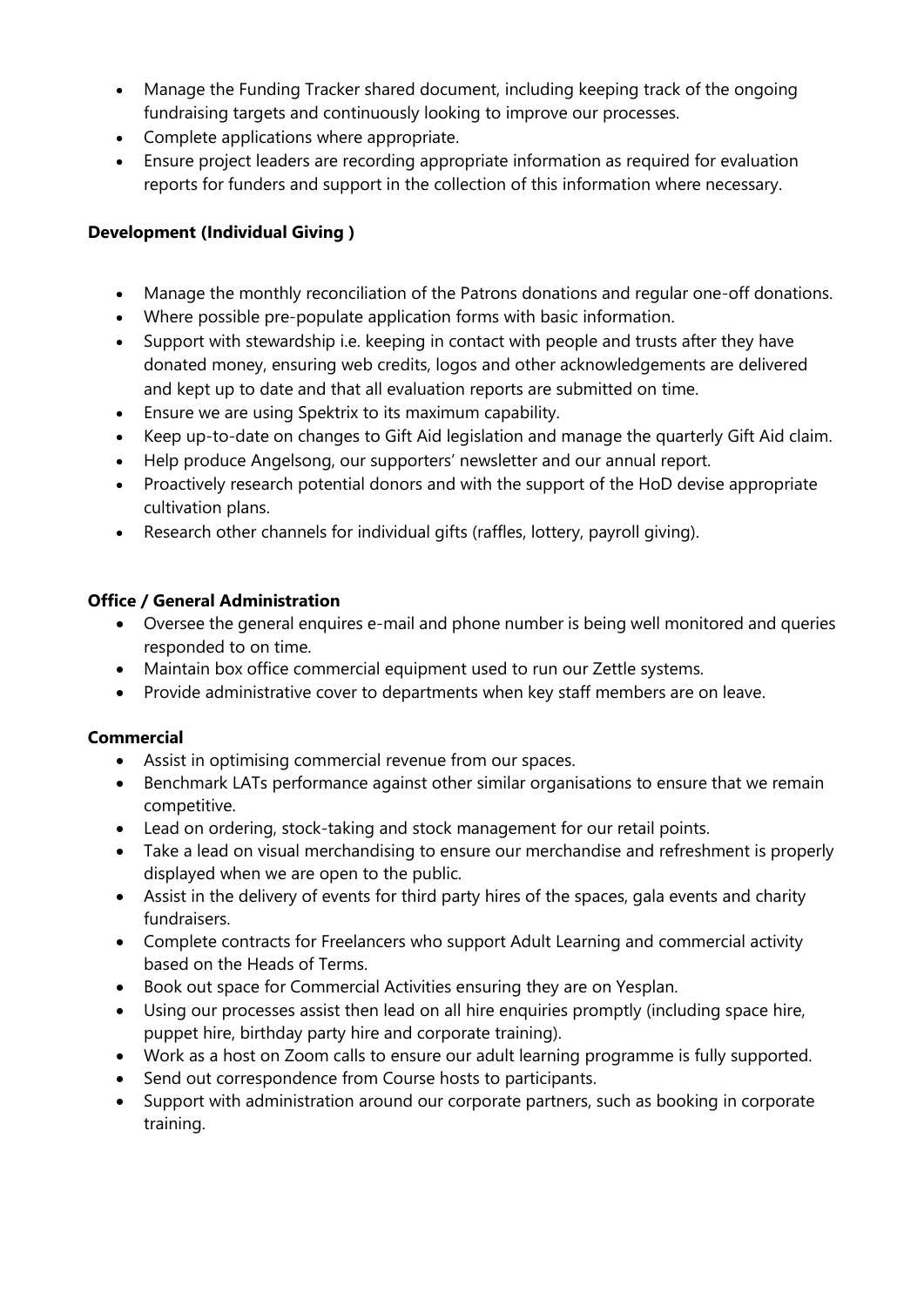- Manage the Funding Tracker shared document, including keeping track of the ongoing fundraising targets and continuously looking to improve our processes.
- Complete applications where appropriate.
- Ensure project leaders are recording appropriate information as required for evaluation reports for funders and support in the collection of this information where necessary.

**Development (Individual Giving )**

- Manage the monthly reconciliation of the Patrons donations and regular one-off donations.
- Where possible pre-populate application forms with basic information.
- Support with stewardship i.e. keeping in contact with people and trusts after they have donated money, ensuring web credits, logos and other acknowledgements are delivered and kept up to date and that all evaluation reports are submitted on time.
- Ensure we are using Spektrix to its maximum capability.
- Keep up-to-date on changes to Gift Aid legislation and manage the quarterly Gift Aid claim.
- Help produce Angelsong, our supporters' newsletter and our annual report.
- Proactively research potential donors and with the support of the HoD devise appropriate cultivation plans.
- Research other channels for individual gifts (raffles, lottery, payroll giving).

**Office / General Administration**

- Oversee the general enquires e-mail and phone number is being well monitored and queries responded to on time.
- Maintain box office commercial equipment used to run our Zettle systems.
- Provide administrative cover to departments when key staff members are on leave.

**Commercial**

- Assist in optimising commercial revenue from our spaces.
- Benchmark LATs performance against other similar organisations to ensure that we remain competitive.
- Lead on ordering, stock-taking and stock management for our retail points.
- Take a lead on visual merchandising to ensure our merchandise and refreshment is properly displayed when we are open to the public.
- Assist in the delivery of events for third party hires of the spaces, gala events and charity fundraisers.
- Complete contracts for Freelancers who support Adult Learning and commercial activity based on the Heads of Terms.
- Book out space for Commercial Activities ensuring they are on Yesplan.
- Using our processes assist then lead on all hire enquiries promptly (including space hire, puppet hire, birthday party hire and corporate training).
- Work as a host on Zoom calls to ensure our adult learning programme is fully supported.
- Send out correspondence from Course hosts to participants.
- Support with administration around our corporate partners, such as booking in corporate training.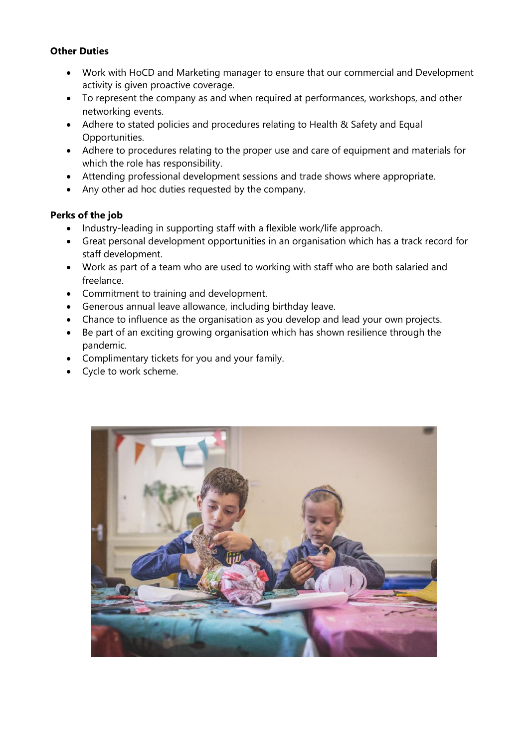**Other Duties**

- Work with HoCD and Marketing manager to ensure that our commercial and Development activity is given proactive coverage.
- To represent the company as and when required at performances, workshops, and other networking events.
- Adhere to stated policies and procedures relating to Health & Safety and Equal Opportunities.
- Adhere to procedures relating to the proper use and care of equipment and materials for which the role has responsibility.
- Attending professional development sessions and trade shows where appropriate.
- Any other ad hoc duties requested by the company.

**Perks of the job**

- Industry-leading in supporting staff with a flexible work/life approach.
- Great personal development opportunities in an organisation which has a track record for staff development.
- Work as part of a team who are used to working with staff who are both salaried and freelance.
- Commitment to training and development.
- Generous annual leave allowance, including birthday leave.
- Chance to influence as the organisation as you develop and lead your own projects.
- Be part of an exciting growing organisation which has shown resilience through the pandemic.
- Complimentary tickets for you and your family.
- Cycle to work scheme.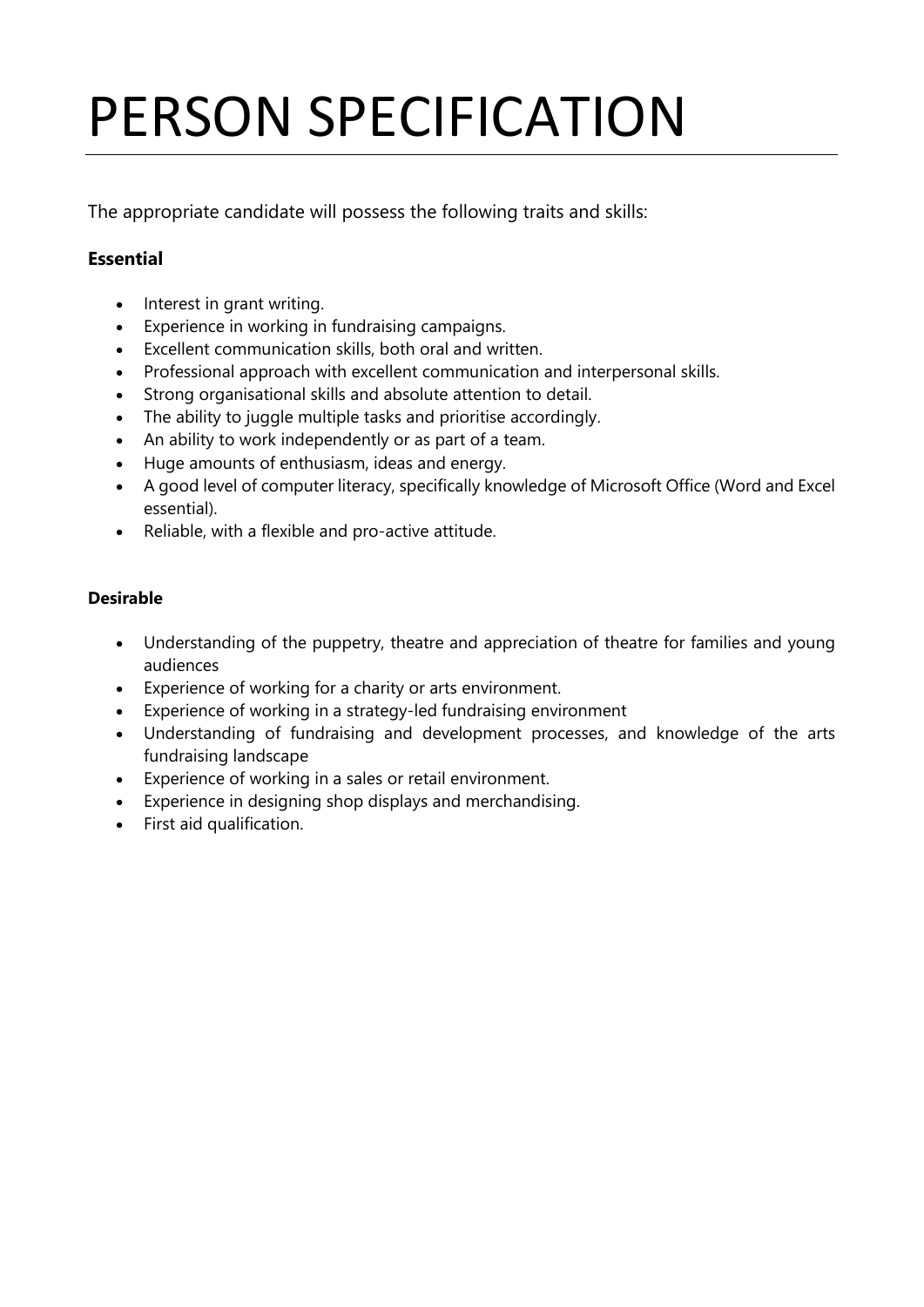# PERSON SPECIFICATION

The appropriate candidate will possess the following traits and skills:

**Essential**

- Interest in grant writing.
- Experience in working in fundraising campaigns.
- Excellent communication skills, both oral and written.
- Professional approach with excellent communication and interpersonal skills.
- Strong organisational skills and absolute attention to detail.
- The ability to juggle multiple tasks and prioritise accordingly.
- An ability to work independently or as part of a team.
- Huge amounts of enthusiasm, ideas and energy.
- A good level of computer literacy, specifically knowledge of Microsoft Office (Word and Excel essential).
- Reliable, with a flexible and pro-active attitude.

**Desirable**

- Understanding of the puppetry, theatre and appreciation of theatre for families and young audiences
- Experience of working for a charity or arts environment.
- Experience of working in a strategy-led fundraising environment
- Understanding of fundraising and development processes, and knowledge of the arts fundraising landscape
- Experience of working in a sales or retail environment.
- Experience in designing shop displays and merchandising.
- First aid qualification.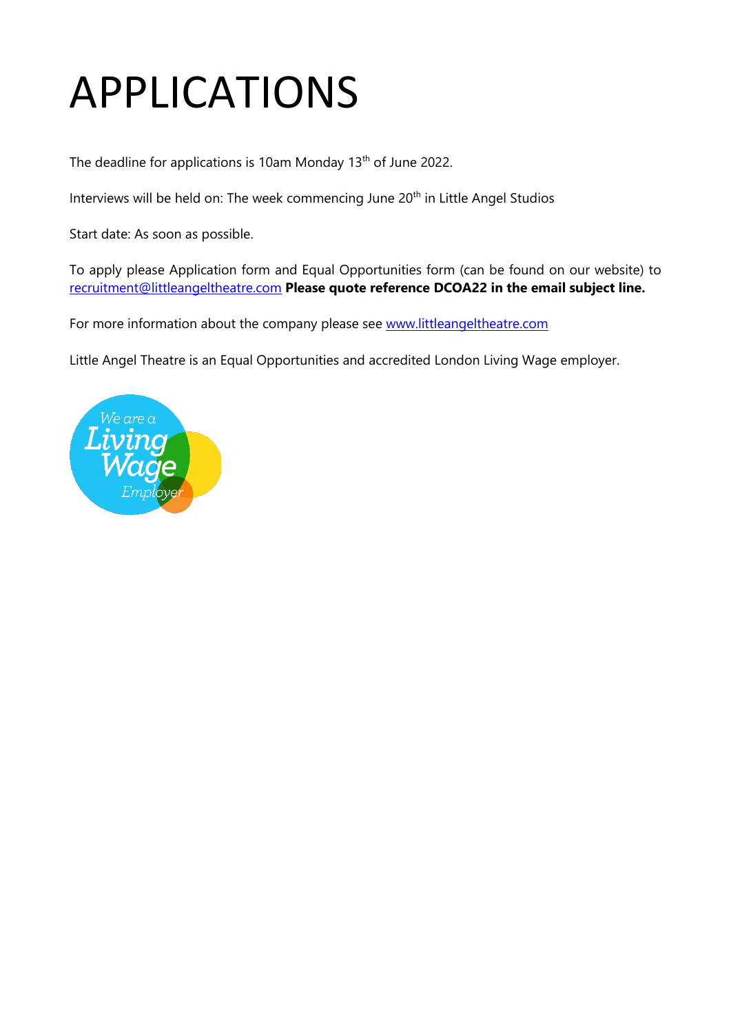# APPLICATIONS

The deadline for applications is 10am Monday 13th of June 2022.

Interviews will be held on: The week commencing June 20th in Little Angel Studios

Start date: As soon as possible.

To apply please Application form and Equal Opportunities form (can be found on our website) to recruitment@littleangeltheatre.com **Please quote reference DCOA22 in the email subject line.**

For more information about the company please see www.littleangeltheatre.com

Little Angel Theatre is an Equal Opportunities and accredited London Living Wage employer.